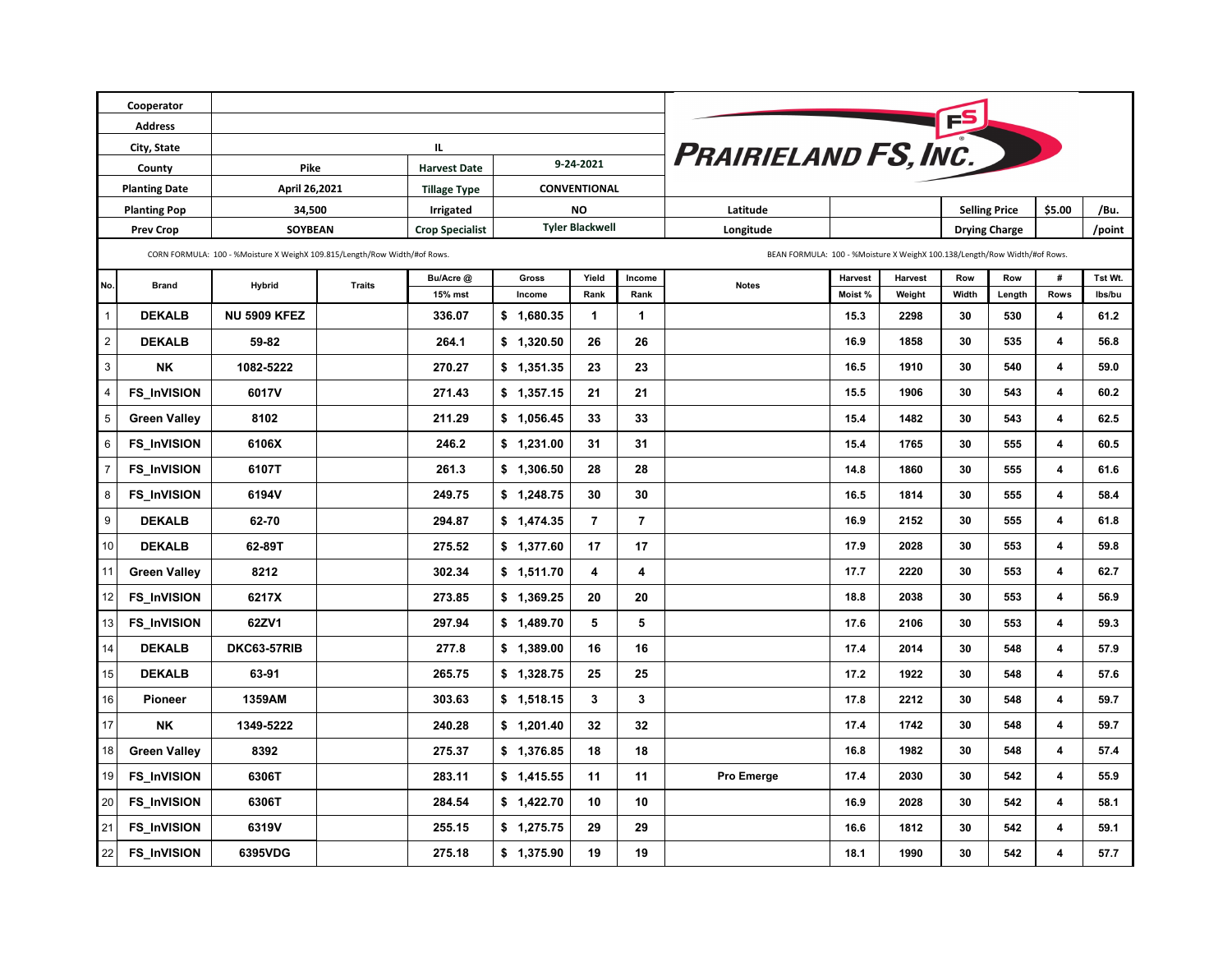**PRAIRIELAND FS, INC.**

| Cooperator | | | |
|---|---|---|---|
| Address | | | |
| City, State | IL | | |
| County | Pike | Harvest Date | 9-24-2021 |
| Planting Date | April 26,2021 | Tillage Type | CONVENTIONAL |
| Planting Pop | 34,500 | Irrigated | NO |
| Prev Crop | SOYBEAN | Crop Specialist | Tyler Blackwell |

| Latitude | | Selling Price | $5.00 | /Bu. |
|---|---|---|---|---|
| Longitude | | Drying Charge | | /point |

CORN FORMULA: 100 - %Moisture X WeighX 109.815/Length/Row Width/#of Rows.

BEAN FORMULA: 100 - %Moisture X WeighX 100.138/Length/Row Width/#of Rows.

| No. | Brand | Hybrid | Traits | Bu/Acre @ 15% mst | Gross Income | Yield Rank | Income Rank | Notes | Harvest Moist % | Harvest Weight | Row Width | Row Length | # Rows | Tst Wt. lbs/bu |
|---|---|---|---|---|---|---|---|---|---|---|---|---|---|---|
| 1 | DEKALB | NU 5909 KFEZ | | 336.07 | $ 1,680.35 | 1 | 1 | | 15.3 | 2298 | 30 | 530 | 4 | 61.2 |
| 2 | DEKALB | 59-82 | | 264.1 | $ 1,320.50 | 26 | 26 | | 16.9 | 1858 | 30 | 535 | 4 | 56.8 |
| 3 | NK | 1082-5222 | | 270.27 | $ 1,351.35 | 23 | 23 | | 16.5 | 1910 | 30 | 540 | 4 | 59.0 |
| 4 | FS_InVISION | 6017V | | 271.43 | $ 1,357.15 | 21 | 21 | | 15.5 | 1906 | 30 | 543 | 4 | 60.2 |
| 5 | Green Valley | 8102 | | 211.29 | $ 1,056.45 | 33 | 33 | | 15.4 | 1482 | 30 | 543 | 4 | 62.5 |
| 6 | FS_InVISION | 6106X | | 246.2 | $ 1,231.00 | 31 | 31 | | 15.4 | 1765 | 30 | 555 | 4 | 60.5 |
| 7 | FS_InVISION | 6107T | | 261.3 | $ 1,306.50 | 28 | 28 | | 14.8 | 1860 | 30 | 555 | 4 | 61.6 |
| 8 | FS_InVISION | 6194V | | 249.75 | $ 1,248.75 | 30 | 30 | | 16.5 | 1814 | 30 | 555 | 4 | 58.4 |
| 9 | DEKALB | 62-70 | | 294.87 | $ 1,474.35 | 7 | 7 | | 16.9 | 2152 | 30 | 555 | 4 | 61.8 |
| 10 | DEKALB | 62-89T | | 275.52 | $ 1,377.60 | 17 | 17 | | 17.9 | 2028 | 30 | 553 | 4 | 59.8 |
| 11 | Green Valley | 8212 | | 302.34 | $ 1,511.70 | 4 | 4 | | 17.7 | 2220 | 30 | 553 | 4 | 62.7 |
| 12 | FS_InVISION | 6217X | | 273.85 | $ 1,369.25 | 20 | 20 | | 18.8 | 2038 | 30 | 553 | 4 | 56.9 |
| 13 | FS_InVISION | 62ZV1 | | 297.94 | $ 1,489.70 | 5 | 5 | | 17.6 | 2106 | 30 | 553 | 4 | 59.3 |
| 14 | DEKALB | DKC63-57RIB | | 277.8 | $ 1,389.00 | 16 | 16 | | 17.4 | 2014 | 30 | 548 | 4 | 57.9 |
| 15 | DEKALB | 63-91 | | 265.75 | $ 1,328.75 | 25 | 25 | | 17.2 | 1922 | 30 | 548 | 4 | 57.6 |
| 16 | Pioneer | 1359AM | | 303.63 | $ 1,518.15 | 3 | 3 | | 17.8 | 2212 | 30 | 548 | 4 | 59.7 |
| 17 | NK | 1349-5222 | | 240.28 | $ 1,201.40 | 32 | 32 | | 17.4 | 1742 | 30 | 548 | 4 | 59.7 |
| 18 | Green Valley | 8392 | | 275.37 | $ 1,376.85 | 18 | 18 | | 16.8 | 1982 | 30 | 548 | 4 | 57.4 |
| 19 | FS_InVISION | 6306T | | 283.11 | $ 1,415.55 | 11 | 11 | Pro Emerge | 17.4 | 2030 | 30 | 542 | 4 | 55.9 |
| 20 | FS_InVISION | 6306T | | 284.54 | $ 1,422.70 | 10 | 10 | | 16.9 | 2028 | 30 | 542 | 4 | 58.1 |
| 21 | FS_InVISION | 6319V | | 255.15 | $ 1,275.75 | 29 | 29 | | 16.6 | 1812 | 30 | 542 | 4 | 59.1 |
| 22 | FS_InVISION | 6395VDG | | 275.18 | $ 1,375.90 | 19 | 19 | | 18.1 | 1990 | 30 | 542 | 4 | 57.7 |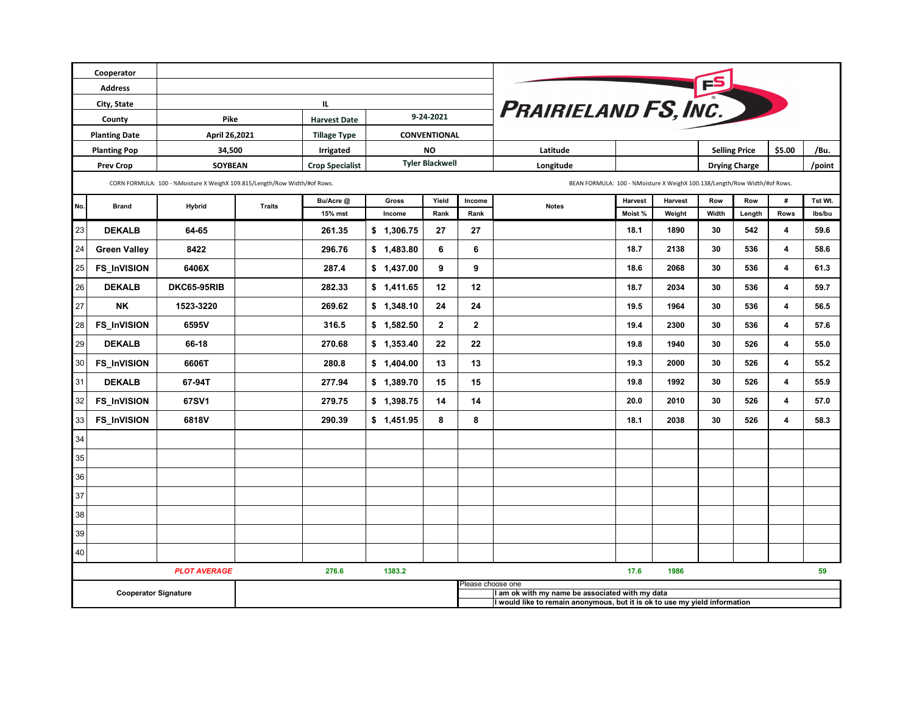| | | | | | |
|---|---|---|---|---|---|
| Cooperator | | | | | |
| Address | | | | | |
| City, State | IL | | | | |
| County | Pike | Harvest Date | 9-24-2021 | | |
| Planting Date | April 26,2021 | Tillage Type | CONVENTIONAL | | |
| Planting Pop | 34,500 | Irrigated | NO | Latitude | |
| Prev Crop | SOYBEAN | Crop Specialist | Tyler Blackwell | Longitude | |

**PRAIRIELAND FS, INC.**

| Selling Price | $5.00 | /Bu. |
|---|---|---|
| Drying Charge | | /point |

CORN FORMULA: 100 - %Moisture X WeighX 109.815/Length/Row Width/#of Rows.

BEAN FORMULA: 100 - %Moisture X WeighX 100.138/Length/Row Width/#of Rows.

| No. | Brand | Hybrid | Traits | Bu/Acre @ 15% mst | Gross Income | Yield Rank | Income Rank | Notes | Harvest Moist % | Harvest Weight | Row Width | Row Length | # Rows | Tst Wt. lbs/bu |
|---|---|---|---|---|---|---|---|---|---|---|---|---|---|---|
| 23 | DEKALB | 64-65 | | 261.35 | $ 1,306.75 | 27 | 27 | | 18.1 | 1890 | 30 | 542 | 4 | 59.6 |
| 24 | Green Valley | 8422 | | 296.76 | $ 1,483.80 | 6 | 6 | | 18.7 | 2138 | 30 | 536 | 4 | 58.6 |
| 25 | FS_InVISION | 6406X | | 287.4 | $ 1,437.00 | 9 | 9 | | 18.6 | 2068 | 30 | 536 | 4 | 61.3 |
| 26 | DEKALB | DKC65-95RIB | | 282.33 | $ 1,411.65 | 12 | 12 | | 18.7 | 2034 | 30 | 536 | 4 | 59.7 |
| 27 | NK | 1523-3220 | | 269.62 | $ 1,348.10 | 24 | 24 | | 19.5 | 1964 | 30 | 536 | 4 | 56.5 |
| 28 | FS_InVISION | 6595V | | 316.5 | $ 1,582.50 | 2 | 2 | | 19.4 | 2300 | 30 | 536 | 4 | 57.6 |
| 29 | DEKALB | 66-18 | | 270.68 | $ 1,353.40 | 22 | 22 | | 19.8 | 1940 | 30 | 526 | 4 | 55.0 |
| 30 | FS_InVISION | 6606T | | 280.8 | $ 1,404.00 | 13 | 13 | | 19.3 | 2000 | 30 | 526 | 4 | 55.2 |
| 31 | DEKALB | 67-94T | | 277.94 | $ 1,389.70 | 15 | 15 | | 19.8 | 1992 | 30 | 526 | 4 | 55.9 |
| 32 | FS_InVISION | 67SV1 | | 279.75 | $ 1,398.75 | 14 | 14 | | 20.0 | 2010 | 30 | 526 | 4 | 57.0 |
| 33 | FS_InVISION | 6818V | | 290.39 | $ 1,451.95 | 8 | 8 | | 18.1 | 2038 | 30 | 526 | 4 | 58.3 |
| 34 | | | | | | | | | | | | | | |
| 35 | | | | | | | | | | | | | | |
| 36 | | | | | | | | | | | | | | |
| 37 | | | | | | | | | | | | | | |
| 38 | | | | | | | | | | | | | | |
| 39 | | | | | | | | | | | | | | |
| 40 | | | | | | | | | | | | | | |
| | | *PLOT AVERAGE* | | 276.6 | 1383.2 | | | | 17.6 | 1986 | | | | 59 |

| Cooperator Signature | | Please choose one |
|---|---|---|
| | | I am ok with my name be associated with my data |
| | | I would like to remain anonymous, but it is ok to use my yield information |